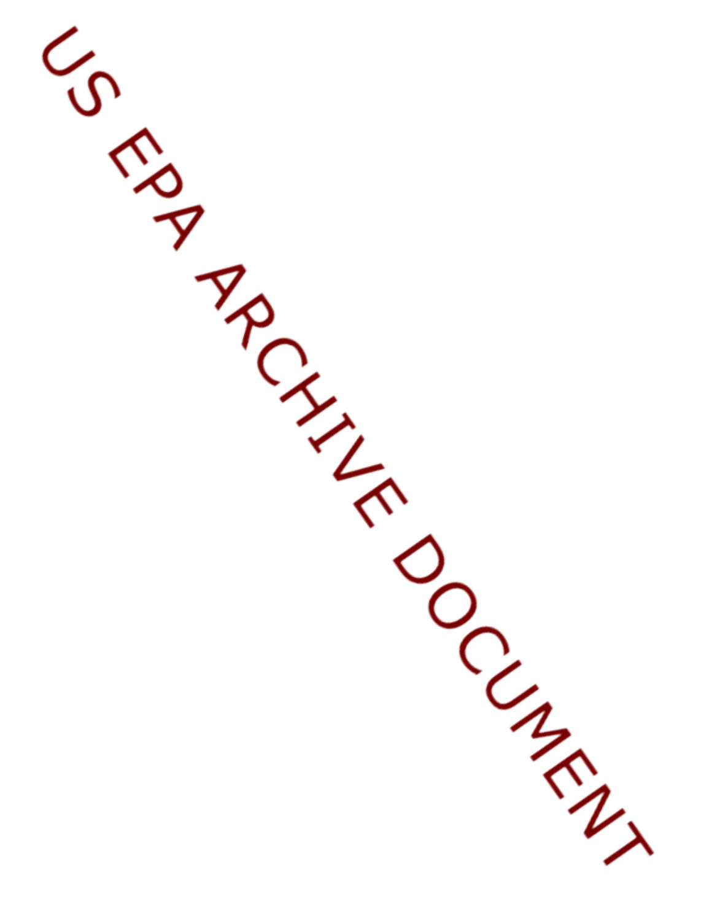US EPA ARCHIVE DOCUMENT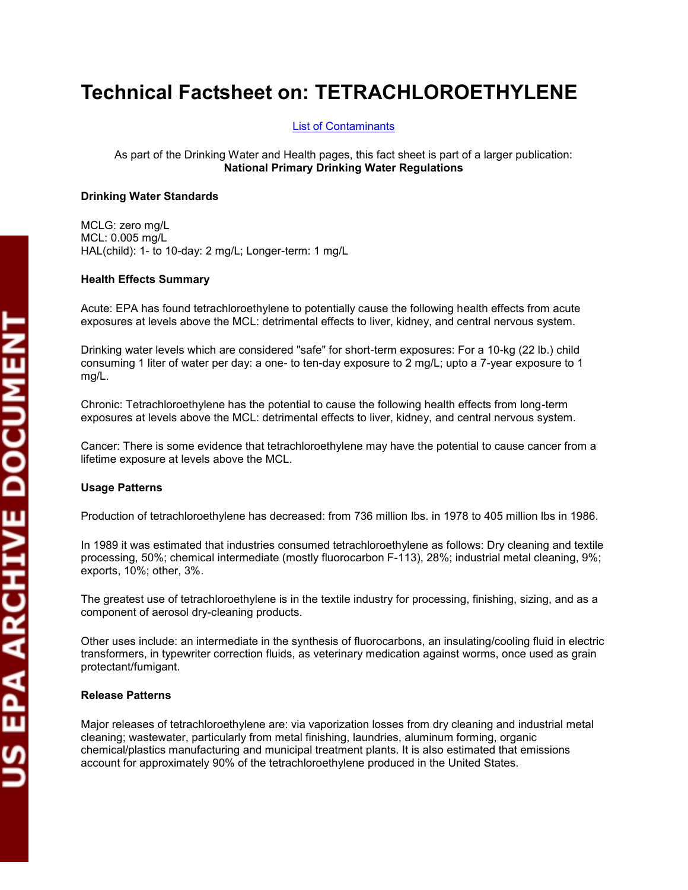# Technical Factsheet on: TETRACHLOROETHYLENE

[List of Contaminants]

As part of the Drinking Water and Health pages, this fact sheet is part of a larger publication:
**National Primary Drinking Water Regulations**

**Drinking Water Standards**

MCLG: zero mg/L
MCL: 0.005 mg/L
HAL(child): 1- to 10-day: 2 mg/L; Longer-term: 1 mg/L

**Health Effects Summary**

Acute: EPA has found tetrachloroethylene to potentially cause the following health effects from acute exposures at levels above the MCL: detrimental effects to liver, kidney, and central nervous system.

Drinking water levels which are considered "safe" for short-term exposures: For a 10-kg (22 lb.) child consuming 1 liter of water per day: a one- to ten-day exposure to 2 mg/L; upto a 7-year exposure to 1 mg/L.

Chronic: Tetrachloroethylene has the potential to cause the following health effects from long-term exposures at levels above the MCL: detrimental effects to liver, kidney, and central nervous system.

Cancer: There is some evidence that tetrachloroethylene may have the potential to cause cancer from a lifetime exposure at levels above the MCL.

**Usage Patterns**

Production of tetrachloroethylene has decreased: from 736 million lbs. in 1978 to 405 million lbs in 1986.

In 1989 it was estimated that industries consumed tetrachloroethylene as follows: Dry cleaning and textile processing, 50%; chemical intermediate (mostly fluorocarbon F-113), 28%; industrial metal cleaning, 9%; exports, 10%; other, 3%.

The greatest use of tetrachloroethylene is in the textile industry for processing, finishing, sizing, and as a component of aerosol dry-cleaning products.

Other uses include: an intermediate in the synthesis of fluorocarbons, an insulating/cooling fluid in electric transformers, in typewriter correction fluids, as veterinary medication against worms, once used as grain protectant/fumigant.

**Release Patterns**

Major releases of tetrachloroethylene are: via vaporization losses from dry cleaning and industrial metal cleaning; wastewater, particularly from metal finishing, laundries, aluminum forming, organic chemical/plastics manufacturing and municipal treatment plants. It is also estimated that emissions account for approximately 90% of the tetrachloroethylene produced in the United States.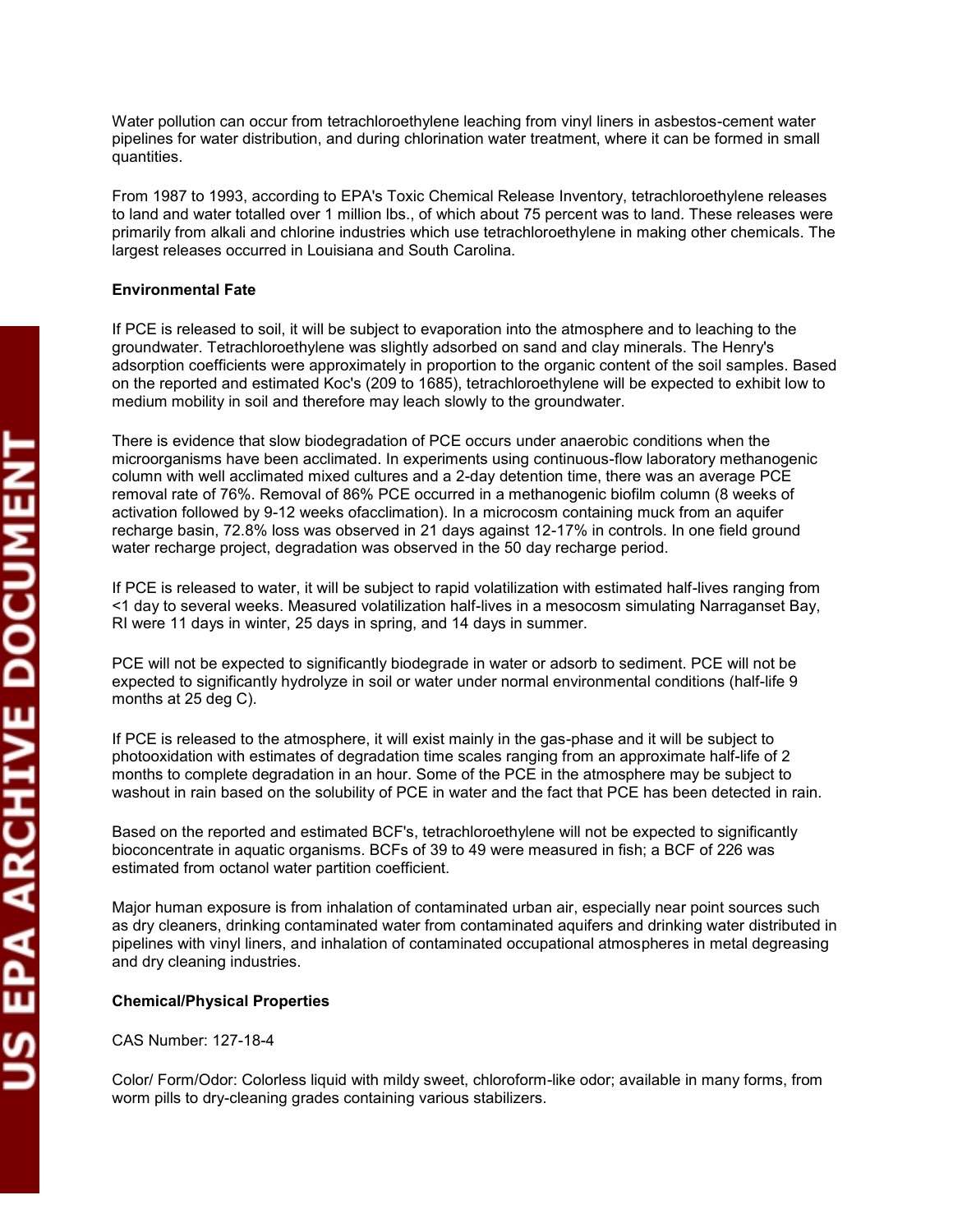Water pollution can occur from tetrachloroethylene leaching from vinyl liners in asbestos-cement water pipelines for water distribution, and during chlorination water treatment, where it can be formed in small quantities.

From 1987 to 1993, according to EPA's Toxic Chemical Release Inventory, tetrachloroethylene releases to land and water totalled over 1 million lbs., of which about 75 percent was to land. These releases were primarily from alkali and chlorine industries which use tetrachloroethylene in making other chemicals. The largest releases occurred in Louisiana and South Carolina.

**Environmental Fate**

If PCE is released to soil, it will be subject to evaporation into the atmosphere and to leaching to the groundwater. Tetrachloroethylene was slightly adsorbed on sand and clay minerals. The Henry's adsorption coefficients were approximately in proportion to the organic content of the soil samples. Based on the reported and estimated Koc's (209 to 1685), tetrachloroethylene will be expected to exhibit low to medium mobility in soil and therefore may leach slowly to the groundwater.

There is evidence that slow biodegradation of PCE occurs under anaerobic conditions when the microorganisms have been acclimated. In experiments using continuous-flow laboratory methanogenic column with well acclimated mixed cultures and a 2-day detention time, there was an average PCE removal rate of 76%. Removal of 86% PCE occurred in a methanogenic biofilm column (8 weeks of activation followed by 9-12 weeks ofacclimation). In a microcosm containing muck from an aquifer recharge basin, 72.8% loss was observed in 21 days against 12-17% in controls. In one field ground water recharge project, degradation was observed in the 50 day recharge period.

If PCE is released to water, it will be subject to rapid volatilization with estimated half-lives ranging from <1 day to several weeks. Measured volatilization half-lives in a mesocosm simulating Narraganset Bay, RI were 11 days in winter, 25 days in spring, and 14 days in summer.

PCE will not be expected to significantly biodegrade in water or adsorb to sediment. PCE will not be expected to significantly hydrolyze in soil or water under normal environmental conditions (half-life 9 months at 25 deg C).

If PCE is released to the atmosphere, it will exist mainly in the gas-phase and it will be subject to photooxidation with estimates of degradation time scales ranging from an approximate half-life of 2 months to complete degradation in an hour. Some of the PCE in the atmosphere may be subject to washout in rain based on the solubility of PCE in water and the fact that PCE has been detected in rain.

Based on the reported and estimated BCF's, tetrachloroethylene will not be expected to significantly bioconcentrate in aquatic organisms. BCFs of 39 to 49 were measured in fish; a BCF of 226 was estimated from octanol water partition coefficient.

Major human exposure is from inhalation of contaminated urban air, especially near point sources such as dry cleaners, drinking contaminated water from contaminated aquifers and drinking water distributed in pipelines with vinyl liners, and inhalation of contaminated occupational atmospheres in metal degreasing and dry cleaning industries.

**Chemical/Physical Properties**

CAS Number: 127-18-4

Color/ Form/Odor: Colorless liquid with mildy sweet, chloroform-like odor; available in many forms, from worm pills to dry-cleaning grades containing various stabilizers.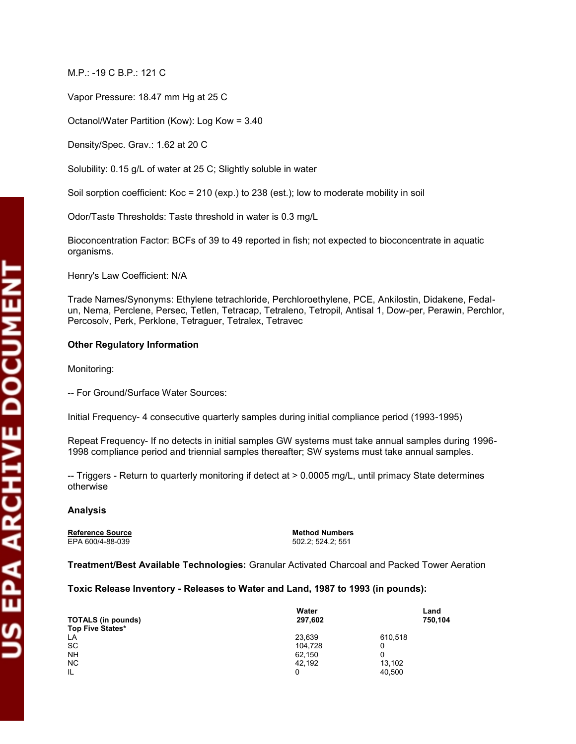M.P.: -19 C B.P.: 121 C

Vapor Pressure: 18.47 mm Hg at 25 C

Octanol/Water Partition (Kow): Log Kow = 3.40

Density/Spec. Grav.: 1.62 at 20 C

Solubility: 0.15 g/L of water at 25 C; Slightly soluble in water

Soil sorption coefficient: Koc = 210 (exp.) to 238 (est.); low to moderate mobility in soil

Odor/Taste Thresholds: Taste threshold in water is 0.3 mg/L

Bioconcentration Factor: BCFs of 39 to 49 reported in fish; not expected to bioconcentrate in aquatic organisms.

Henry's Law Coefficient: N/A

Trade Names/Synonyms: Ethylene tetrachloride, Perchloroethylene, PCE, Ankilostin, Didakene, Fedal-un, Nema, Perclene, Persec, Tetlen, Tetracap, Tetraleno, Tetropil, Antisal 1, Dow-per, Perawin, Perchlor, Percosolv, Perk, Perklone, Tetraguer, Tetralex, Tetravec

### Other Regulatory Information

Monitoring:

-- For Ground/Surface Water Sources:

Initial Frequency- 4 consecutive quarterly samples during initial compliance period (1993-1995)

Repeat Frequency- If no detects in initial samples GW systems must take annual samples during 1996-1998 compliance period and triennial samples thereafter; SW systems must take annual samples.

-- Triggers - Return to quarterly monitoring if detect at > 0.0005 mg/L, until primacy State determines otherwise

### Analysis

| Reference Source | Method Numbers |
|---|---|
| EPA 600/4-88-039 | 502.2; 524.2; 551 |

**Treatment/Best Available Technologies:** Granular Activated Charcoal and Packed Tower Aeration

### Toxic Release Inventory - Releases to Water and Land, 1987 to 1993 (in pounds):

| | Water | Land |
|---|---|---|
| **TOTALS (in pounds)** | **297,602** | **750,104** |
| **Top Five States*** | | |
| LA | 23,639 | 610,518 |
| SC | 104,728 | 0 |
| NH | 62,150 | 0 |
| NC | 42,192 | 13,102 |
| IL | 0 | 40,500 |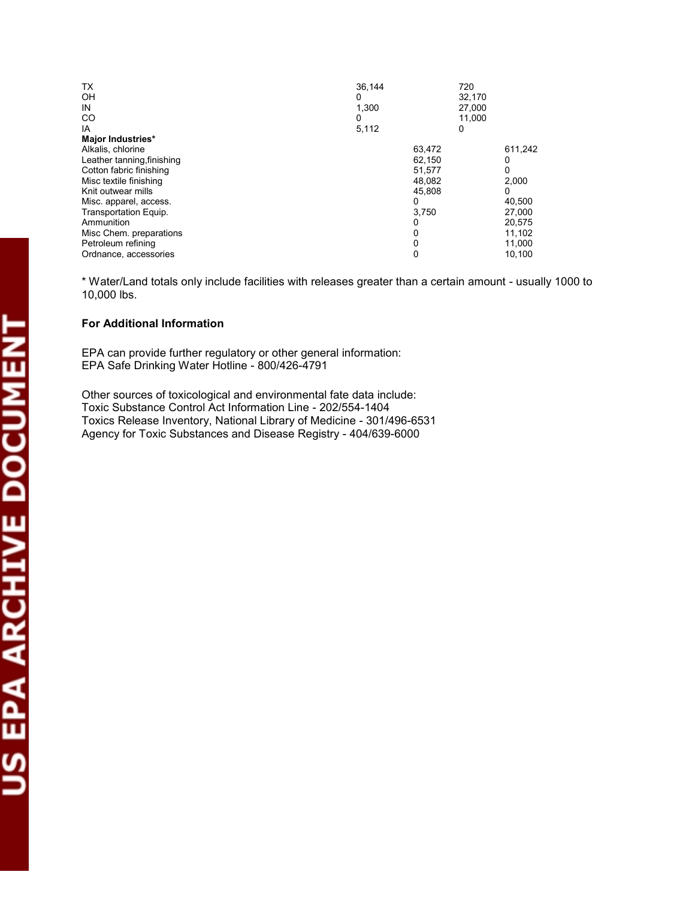| | | |
|---|---|---|
| TX | 36,144 | 720 |
| OH | 0 | 32,170 |
| IN | 1,300 | 27,000 |
| CO | 0 | 11,000 |
| IA | 5,112 | 0 |
| **Major Industries*** | | |
| Alkalis, chlorine | 63,472 | 611,242 |
| Leather tanning,finishing | 62,150 | 0 |
| Cotton fabric finishing | 51,577 | 0 |
| Misc textile finishing | 48,082 | 2,000 |
| Knit outwear mills | 45,808 | 0 |
| Misc. apparel, access. | 0 | 40,500 |
| Transportation Equip. | 3,750 | 27,000 |
| Ammunition | 0 | 20,575 |
| Misc Chem. preparations | 0 | 11,102 |
| Petroleum refining | 0 | 11,000 |
| Ordnance, accessories | 0 | 10,100 |

* Water/Land totals only include facilities with releases greater than a certain amount - usually 1000 to 10,000 lbs.

**For Additional Information**

EPA can provide further regulatory or other general information:
EPA Safe Drinking Water Hotline - 800/426-4791

Other sources of toxicological and environmental fate data include:
Toxic Substance Control Act Information Line - 202/554-1404
Toxics Release Inventory, National Library of Medicine - 301/496-6531
Agency for Toxic Substances and Disease Registry - 404/639-6000